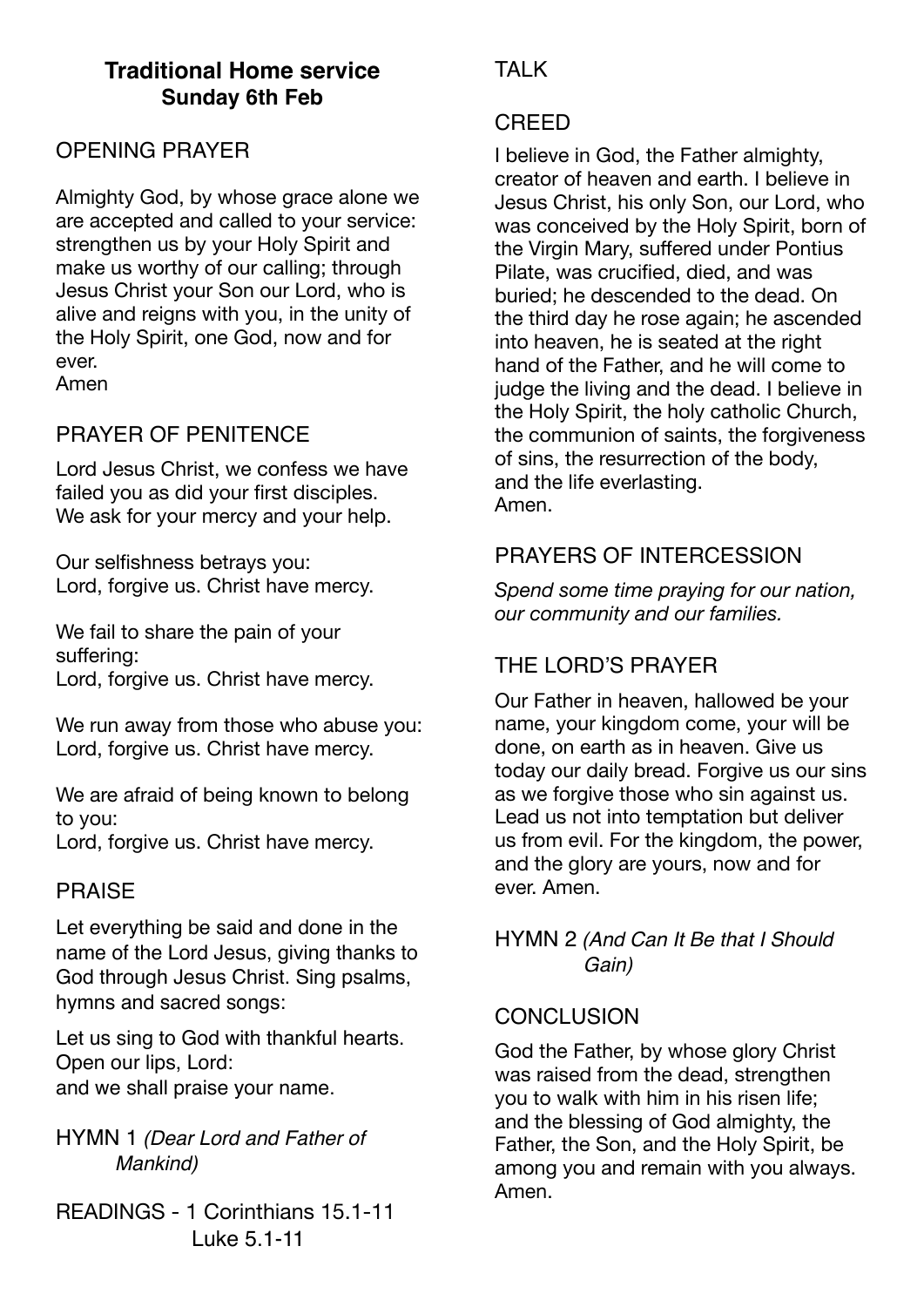# Traditional Home service
## Sunday 6th Feb

## OPENING PRAYER

Almighty God, by whose grace alone we are accepted and called to your service: strengthen us by your Holy Spirit and make us worthy of our calling; through Jesus Christ your Son our Lord, who is alive and reigns with you, in the unity of the Holy Spirit, one God, now and for ever.
Amen

## PRAYER OF PENITENCE

Lord Jesus Christ, we confess we have failed you as did your first disciples. We ask for your mercy and your help.

Our selfishness betrays you:
Lord, forgive us. Christ have mercy.

We fail to share the pain of your suffering:
Lord, forgive us. Christ have mercy.

We run away from those who abuse you:
Lord, forgive us. Christ have mercy.

We are afraid of being known to belong to you:
Lord, forgive us. Christ have mercy.

## PRAISE

Let everything be said and done in the name of the Lord Jesus, giving thanks to God through Jesus Christ. Sing psalms, hymns and sacred songs:

Let us sing to God with thankful hearts.
Open our lips, Lord:
and we shall praise your name.

## HYMN 1 *(Dear Lord and Father of Mankind)*

## READINGS - 1 Corinthians 15.1-11
Luke 5.1-11

## TALK

## CREED

I believe in God, the Father almighty, creator of heaven and earth. I believe in Jesus Christ, his only Son, our Lord, who was conceived by the Holy Spirit, born of the Virgin Mary, suffered under Pontius Pilate, was crucified, died, and was buried; he descended to the dead. On the third day he rose again; he ascended into heaven, he is seated at the right hand of the Father, and he will come to judge the living and the dead. I believe in the Holy Spirit, the holy catholic Church, the communion of saints, the forgiveness of sins, the resurrection of the body, and the life everlasting.
Amen.

## PRAYERS OF INTERCESSION

*Spend some time praying for our nation, our community and our families.*

## THE LORD'S PRAYER

Our Father in heaven, hallowed be your name, your kingdom come, your will be done, on earth as in heaven. Give us today our daily bread. Forgive us our sins as we forgive those who sin against us. Lead us not into temptation but deliver us from evil. For the kingdom, the power, and the glory are yours, now and for ever. Amen.

## HYMN 2 *(And Can It Be that I Should Gain)*

## CONCLUSION

God the Father, by whose glory Christ was raised from the dead, strengthen you to walk with him in his risen life; and the blessing of God almighty, the Father, the Son, and the Holy Spirit, be among you and remain with you always.
Amen.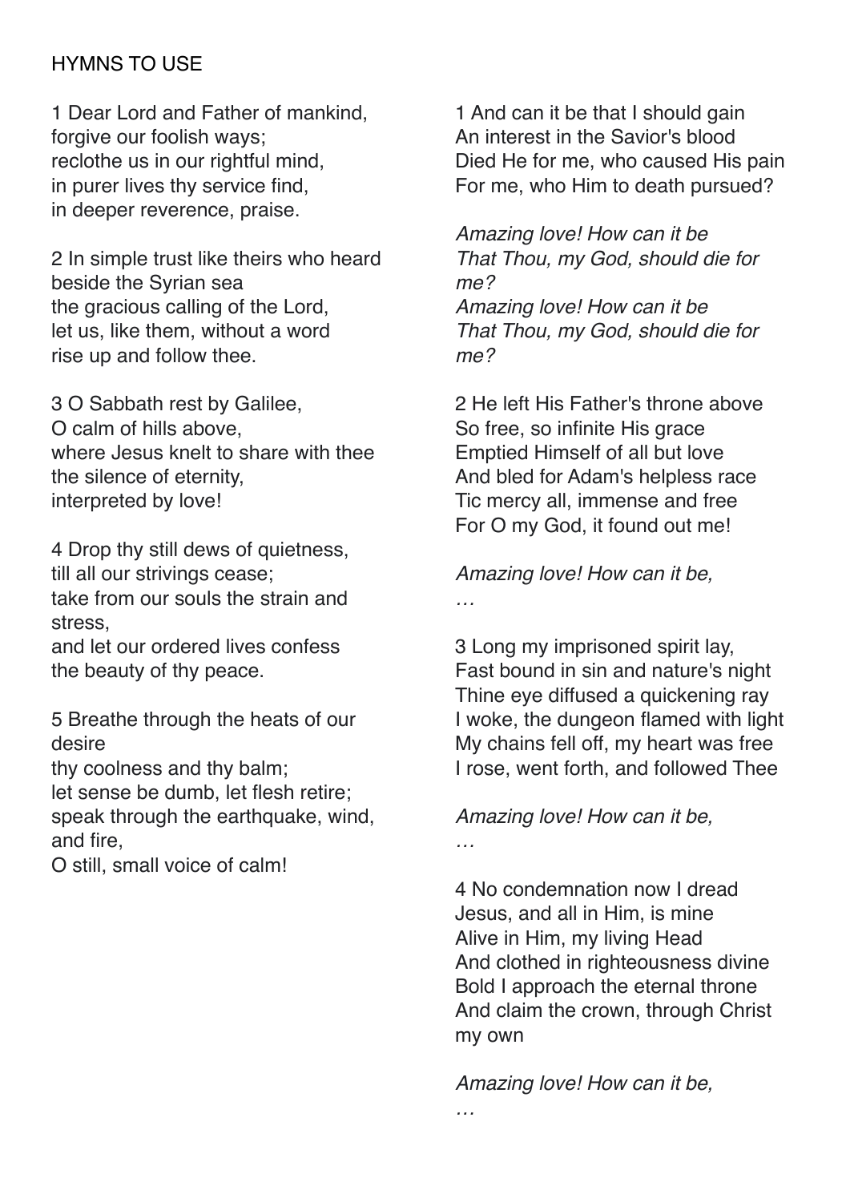HYMNS TO USE

1 Dear Lord and Father of mankind,
forgive our foolish ways;
reclothe us in our rightful mind,
in purer lives thy service find,
in deeper reverence, praise.

2 In simple trust like theirs who heard
beside the Syrian sea
the gracious calling of the Lord,
let us, like them, without a word
rise up and follow thee.

3 O Sabbath rest by Galilee,
O calm of hills above,
where Jesus knelt to share with thee
the silence of eternity,
interpreted by love!

4 Drop thy still dews of quietness,
till all our strivings cease;
take from our souls the strain and stress,
and let our ordered lives confess
the beauty of thy peace.

5 Breathe through the heats of our desire
thy coolness and thy balm;
let sense be dumb, let flesh retire;
speak through the earthquake, wind, and fire,
O still, small voice of calm!

1 And can it be that I should gain
An interest in the Savior's blood
Died He for me, who caused His pain
For me, who Him to death pursued?

*Amazing love! How can it be*
*That Thou, my God, should die for me?*
*Amazing love! How can it be*
*That Thou, my God, should die for me?*

2 He left His Father's throne above
So free, so infinite His grace
Emptied Himself of all but love
And bled for Adam's helpless race
Tic mercy all, immense and free
For O my God, it found out me!

*Amazing love! How can it be,*
*…*

3 Long my imprisoned spirit lay,
Fast bound in sin and nature's night
Thine eye diffused a quickening ray
I woke, the dungeon flamed with light
My chains fell off, my heart was free
I rose, went forth, and followed Thee

*Amazing love! How can it be,*
*…*

4 No condemnation now I dread
Jesus, and all in Him, is mine
Alive in Him, my living Head
And clothed in righteousness divine
Bold I approach the eternal throne
And claim the crown, through Christ my own

*Amazing love! How can it be,*
*…*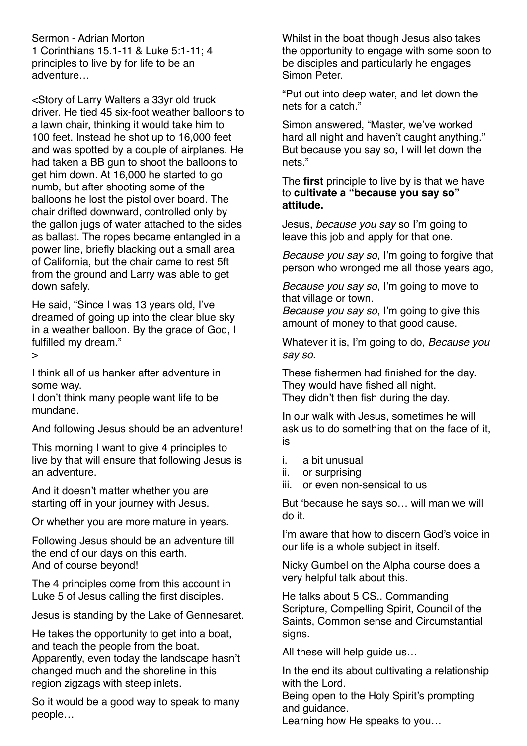Sermon - Adrian Morton
1 Corinthians 15.1-11 & Luke 5:1-11; 4 principles to live by for life to be an adventure…

<Story of Larry Walters a 33yr old truck driver. He tied 45 six-foot weather balloons to a lawn chair, thinking it would take him to 100 feet. Instead he shot up to 16,000 feet and was spotted by a couple of airplanes. He had taken a BB gun to shoot the balloons to get him down. At 16,000 he started to go numb, but after shooting some of the balloons he lost the pistol over board. The chair drifted downward, controlled only by the gallon jugs of water attached to the sides as ballast. The ropes became entangled in a power line, briefly blacking out a small area of California, but the chair came to rest 5ft from the ground and Larry was able to get down safely.

He said, "Since I was 13 years old, I've dreamed of going up into the clear blue sky in a weather balloon. By the grace of God, I fulfilled my dream."
>

I think all of us hanker after adventure in some way.
I don't think many people want life to be mundane.

And following Jesus should be an adventure!

This morning I want to give 4 principles to live by that will ensure that following Jesus is an adventure.

And it doesn't matter whether you are starting off in your journey with Jesus.

Or whether you are more mature in years.

Following Jesus should be an adventure till the end of our days on this earth.
And of course beyond!

The 4 principles come from this account in Luke 5 of Jesus calling the first disciples.

Jesus is standing by the Lake of Gennesaret.

He takes the opportunity to get into a boat, and teach the people from the boat.
Apparently, even today the landscape hasn't changed much and the shoreline in this region zigzags with steep inlets.

So it would be a good way to speak to many people…

Whilst in the boat though Jesus also takes the opportunity to engage with some soon to be disciples and particularly he engages Simon Peter.

"Put out into deep water, and let down the nets for a catch."

Simon answered, "Master, we've worked hard all night and haven't caught anything." But because you say so, I will let down the nets."

The **first** principle to live by is that we have to **cultivate a "because you say so" attitude.**

Jesus, *because you say* so I'm going to leave this job and apply for that one.

*Because you say so*, I'm going to forgive that person who wronged me all those years ago,

*Because you say so*, I'm going to move to that village or town.
*Because you say so*, I'm going to give this amount of money to that good cause.

Whatever it is, I'm going to do, *Because you say so*.

These fishermen had finished for the day.
They would have fished all night.
They didn't then fish during the day.

In our walk with Jesus, sometimes he will ask us to do something that on the face of it, is

i. a bit unusual
ii. or surprising
iii. or even non-sensical to us

But 'because he says so… will man we will do it.

I'm aware that how to discern God's voice in our life is a whole subject in itself.

Nicky Gumbel on the Alpha course does a very helpful talk about this.

He talks about 5 CS.. Commanding Scripture, Compelling Spirit, Council of the Saints, Common sense and Circumstantial signs.

All these will help guide us…

In the end its about cultivating a relationship with the Lord.
Being open to the Holy Spirit's prompting and guidance.
Learning how He speaks to you…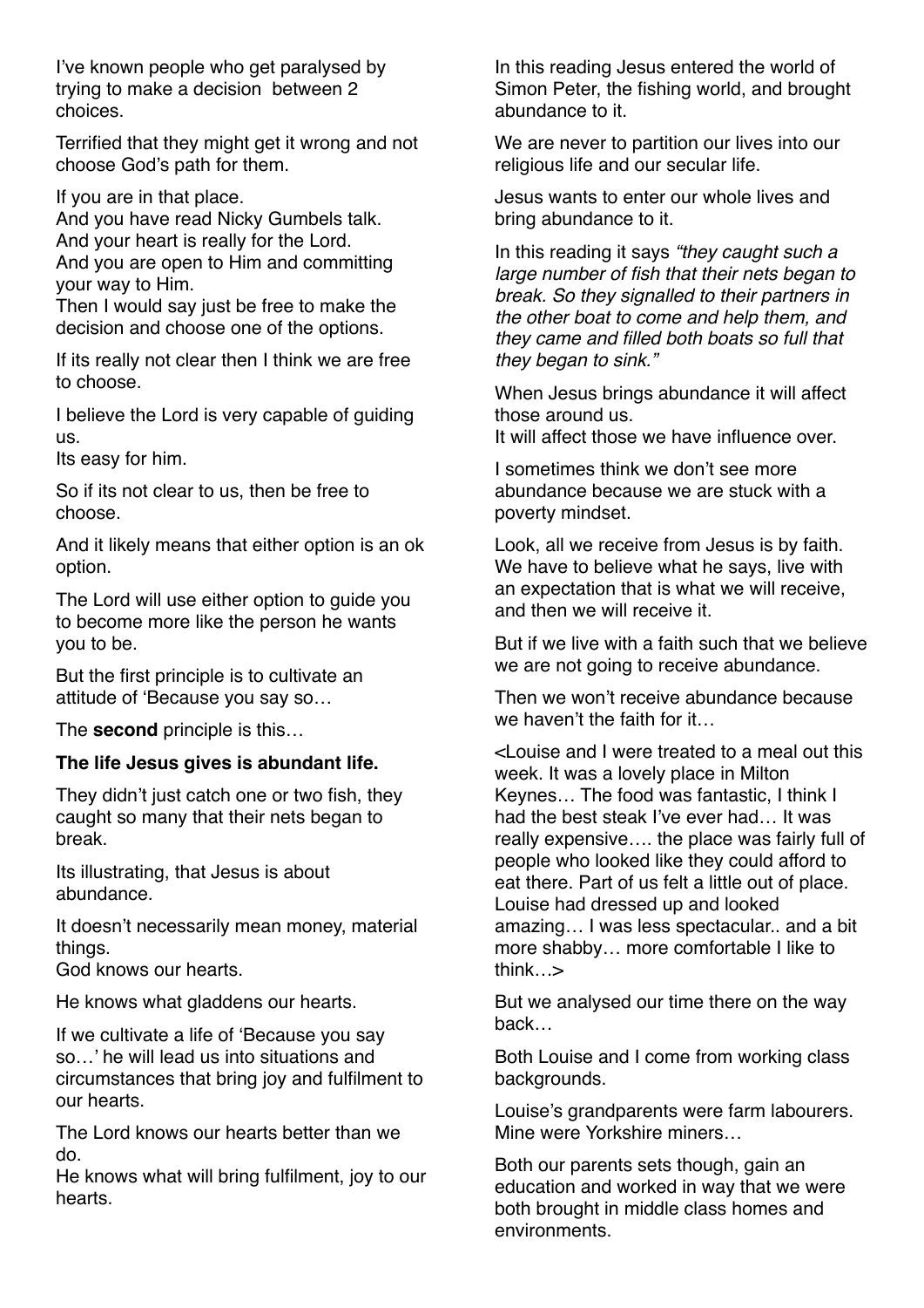I've known people who get paralysed by trying to make a decision  between 2 choices.

Terrified that they might get it wrong and not choose God's path for them.

If you are in that place.
And you have read Nicky Gumbels talk.
And your heart is really for the Lord.
And you are open to Him and committing your way to Him.
Then I would say just be free to make the decision and choose one of the options.

If its really not clear then I think we are free to choose.

I believe the Lord is very capable of guiding us.
Its easy for him.

So if its not clear to us, then be free to choose.

And it likely means that either option is an ok option.

The Lord will use either option to guide you to become more like the person he wants you to be.

But the first principle is to cultivate an attitude of 'Because you say so…

The **second** principle is this…

**The life Jesus gives is abundant life.**

They didn't just catch one or two fish, they caught so many that their nets began to break.

Its illustrating, that Jesus is about abundance.

It doesn't necessarily mean money, material things.
God knows our hearts.

He knows what gladdens our hearts.

If we cultivate a life of 'Because you say so…' he will lead us into situations and circumstances that bring joy and fulfilment to our hearts.

The Lord knows our hearts better than we do.
He knows what will bring fulfilment, joy to our hearts.

In this reading Jesus entered the world of Simon Peter, the fishing world, and brought abundance to it.

We are never to partition our lives into our religious life and our secular life.

Jesus wants to enter our whole lives and bring abundance to it.

In this reading it says *"they caught such a large number of fish that their nets began to break. So they signalled to their partners in the other boat to come and help them, and they came and filled both boats so full that they began to sink."*

When Jesus brings abundance it will affect those around us.
It will affect those we have influence over.

I sometimes think we don't see more abundance because we are stuck with a poverty mindset.

Look, all we receive from Jesus is by faith. We have to believe what he says, live with an expectation that is what we will receive, and then we will receive it.

But if we live with a faith such that we believe we are not going to receive abundance.

Then we won't receive abundance because we haven't the faith for it…

<Louise and I were treated to a meal out this week. It was a lovely place in Milton Keynes… The food was fantastic, I think I had the best steak I've ever had… It was really expensive…. the place was fairly full of people who looked like they could afford to eat there. Part of us felt a little out of place. Louise had dressed up and looked amazing… I was less spectacular.. and a bit more shabby… more comfortable I like to think…>

But we analysed our time there on the way back…

Both Louise and I come from working class backgrounds.

Louise's grandparents were farm labourers. Mine were Yorkshire miners…

Both our parents sets though, gain an education and worked in way that we were both brought in middle class homes and environments.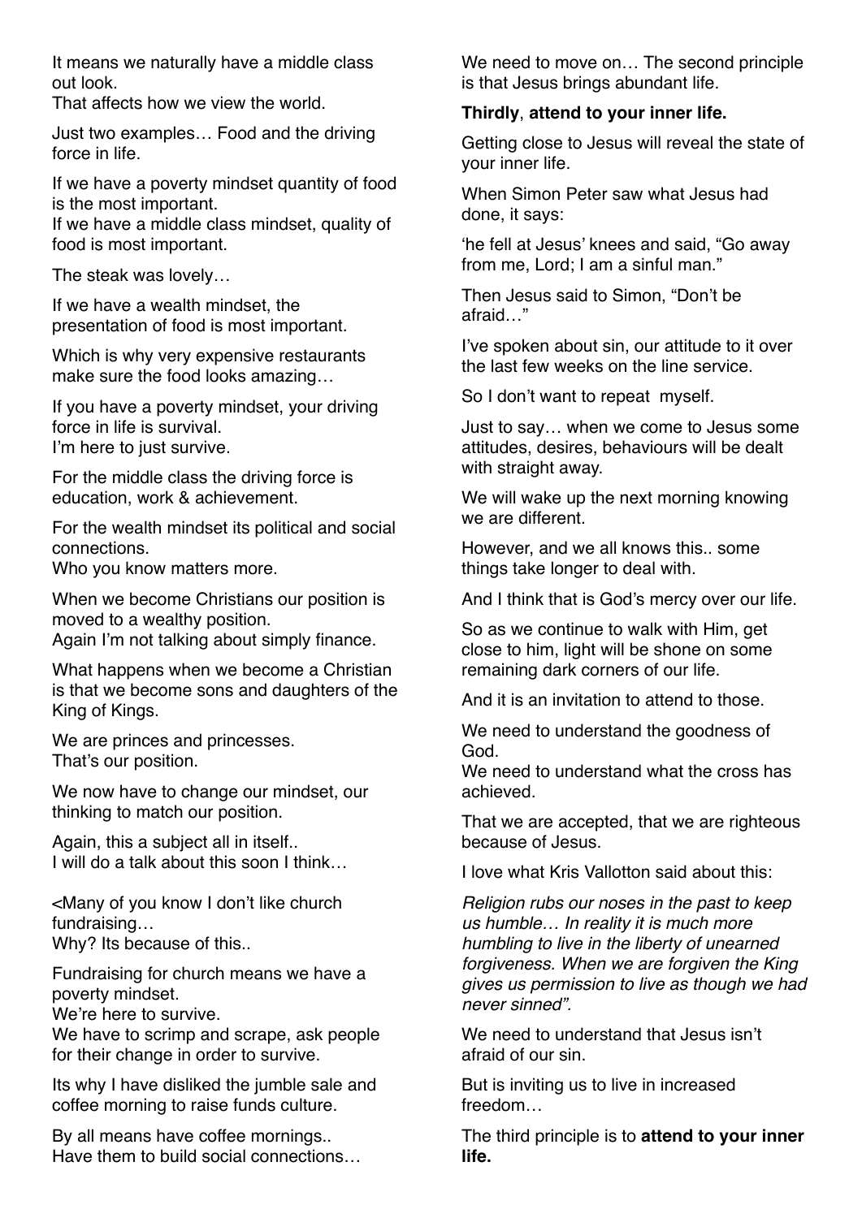It means we naturally have a middle class out look.
That affects how we view the world.

Just two examples… Food and the driving force in life.

If we have a poverty mindset quantity of food is the most important.
If we have a middle class mindset, quality of food is most important.

The steak was lovely…

If we have a wealth mindset, the presentation of food is most important.

Which is why very expensive restaurants make sure the food looks amazing…

If you have a poverty mindset, your driving force in life is survival.
I'm here to just survive.

For the middle class the driving force is education, work & achievement.

For the wealth mindset its political and social connections.
Who you know matters more.

When we become Christians our position is moved to a wealthy position.
Again I'm not talking about simply finance.

What happens when we become a Christian is that we become sons and daughters of the King of Kings.

We are princes and princesses.
That's our position.

We now have to change our mindset, our thinking to match our position.

Again, this a subject all in itself..
I will do a talk about this soon I think…

<Many of you know I don't like church fundraising…
Why? Its because of this..

Fundraising for church means we have a poverty mindset.
We're here to survive.
We have to scrimp and scrape, ask people for their change in order to survive.

Its why I have disliked the jumble sale and coffee morning to raise funds culture.

By all means have coffee mornings..
Have them to build social connections…

We need to move on… The second principle is that Jesus brings abundant life.

**Thirdly**, **attend to your inner life.**

Getting close to Jesus will reveal the state of your inner life.

When Simon Peter saw what Jesus had done, it says:

'he fell at Jesus' knees and said, "Go away from me, Lord; I am a sinful man."

Then Jesus said to Simon, "Don't be afraid…"

I've spoken about sin, our attitude to it over the last few weeks on the line service.

So I don't want to repeat myself.

Just to say… when we come to Jesus some attitudes, desires, behaviours will be dealt with straight away.

We will wake up the next morning knowing we are different.

However, and we all knows this.. some things take longer to deal with.

And I think that is God's mercy over our life.

So as we continue to walk with Him, get close to him, light will be shone on some remaining dark corners of our life.

And it is an invitation to attend to those.

We need to understand the goodness of God.
We need to understand what the cross has achieved.

That we are accepted, that we are righteous because of Jesus.

I love what Kris Vallotton said about this:

*Religion rubs our noses in the past to keep us humble… In reality it is much more humbling to live in the liberty of unearned forgiveness. When we are forgiven the King gives us permission to live as though we had never sinned".*

We need to understand that Jesus isn't afraid of our sin.

But is inviting us to live in increased freedom…

The third principle is to **attend to your inner life.**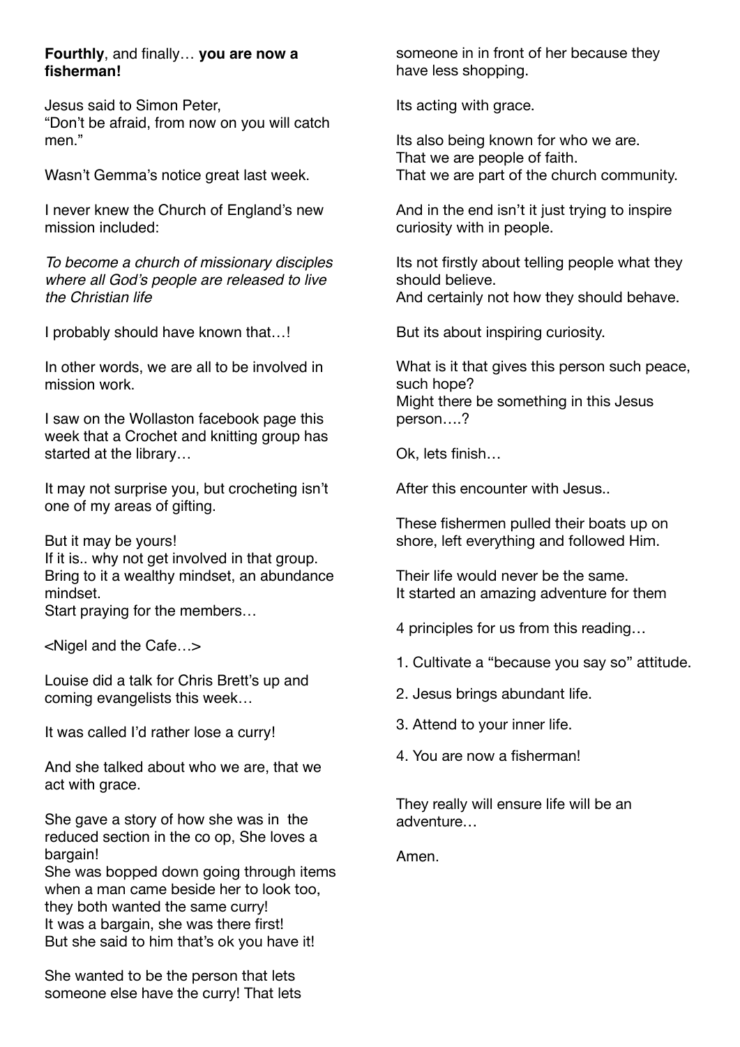**Fourthly**, and finally… **you are now a fisherman!**

Jesus said to Simon Peter,
"Don't be afraid, from now on you will catch men."

Wasn't Gemma's notice great last week.

I never knew the Church of England's new mission included:

*To become a church of missionary disciples where all God's people are released to live the Christian life*

I probably should have known that…!

In other words, we are all to be involved in mission work.

I saw on the Wollaston facebook page this week that a Crochet and knitting group has started at the library…

It may not surprise you, but crocheting isn't one of my areas of gifting.

But it may be yours!
If it is.. why not get involved in that group.
Bring to it a wealthy mindset, an abundance mindset.
Start praying for the members…

<Nigel and the Cafe…>

Louise did a talk for Chris Brett's up and coming evangelists this week…

It was called I'd rather lose a curry!

And she talked about who we are, that we act with grace.

She gave a story of how she was in the reduced section in the co op, She loves a bargain!
She was bopped down going through items when a man came beside her to look too, they both wanted the same curry!
It was a bargain, she was there first!
But she said to him that's ok you have it!

She wanted to be the person that lets someone else have the curry! That lets someone in in front of her because they have less shopping.

Its acting with grace.

Its also being known for who we are.
That we are people of faith.
That we are part of the church community.

And in the end isn't it just trying to inspire curiosity with in people.

Its not firstly about telling people what they should believe.
And certainly not how they should behave.

But its about inspiring curiosity.

What is it that gives this person such peace, such hope?
Might there be something in this Jesus person….?

Ok, lets finish…

After this encounter with Jesus..

These fishermen pulled their boats up on shore, left everything and followed Him.

Their life would never be the same.
It started an amazing adventure for them

4 principles for us from this reading…

1. Cultivate a "because you say so" attitude.

2. Jesus brings abundant life.

3. Attend to your inner life.

4. You are now a fisherman!

They really will ensure life will be an adventure…

Amen.